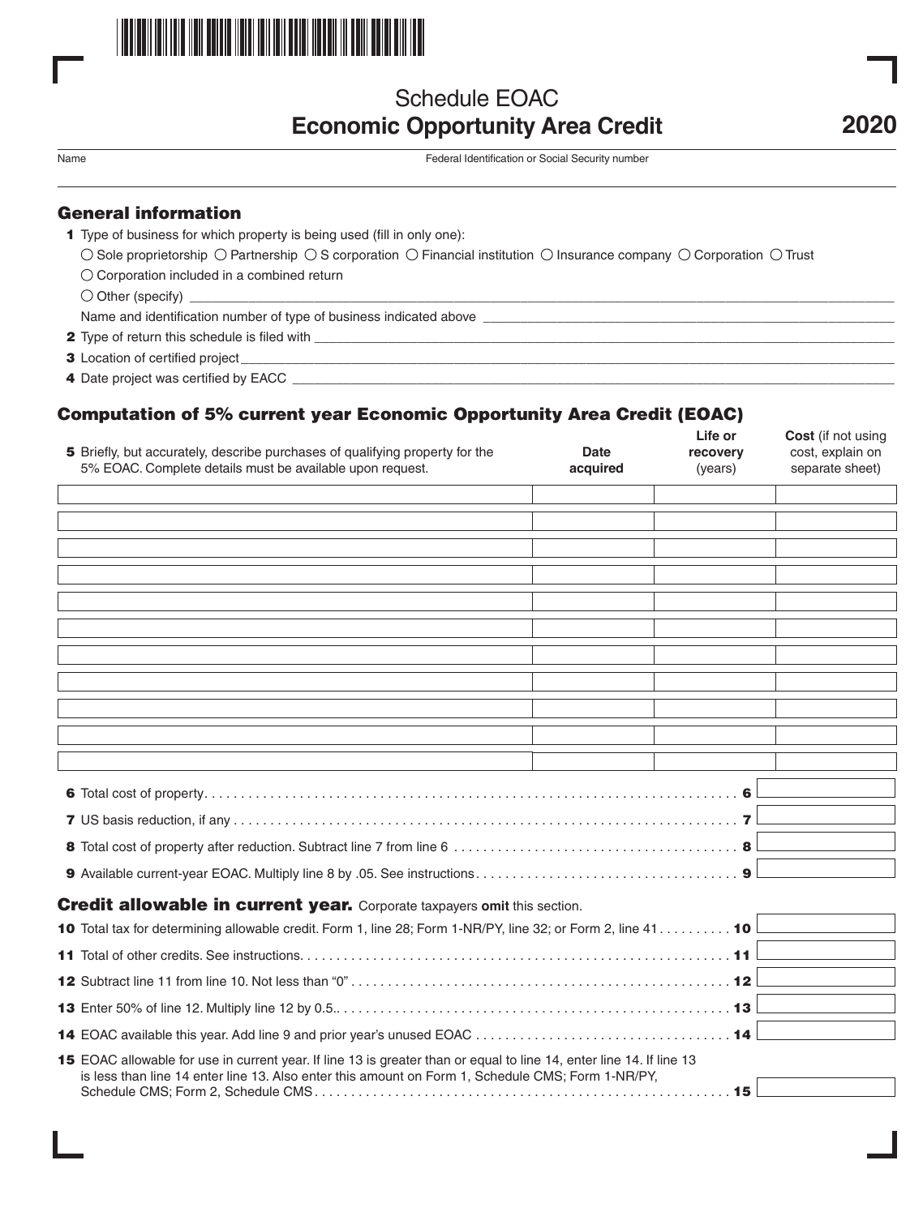# Schedule EOAC
## Economic Opportunity Area Credit

**2020**

Name | Federal Identification or Social Security number

## General information

**1** Type of business for which property is being used (fill in only one):

○ Sole proprietorship ○ Partnership ○ S corporation ○ Financial institution ○ Insurance company ○ Corporation ○ Trust

○ Corporation included in a combined return

○ Other (specify) ____________________

Name and identification number of type of business indicated above ____________________

**2** Type of return this schedule is filed with ____________________

**3** Location of certified project ____________________

**4** Date project was certified by EACC ____________________

## Computation of 5% current year Economic Opportunity Area Credit (EOAC)

| **5** Briefly, but accurately, describe purchases of qualifying property for the 5% EOAC. Complete details must be available upon request. | **Date acquired** | **Life or recovery** (years) | **Cost** (if not using cost, explain on separate sheet) |
|---|---|---|---|
| | | | |
| | | | |
| | | | |
| | | | |
| | | | |
| | | | |
| | | | |
| | | | |
| | | | |
| | | | |
| | | | |

**6** Total cost of property . . . . . . . . . . **6** ______

**7** US basis reduction, if any . . . . . . . . . . **7** ______

**8** Total cost of property after reduction. Subtract line 7 from line 6 . . . . . . . . . . **8** ______

**9** Available current-year EOAC. Multiply line 8 by .05. See instructions . . . . . . . . . . **9** ______

## Credit allowable in current year. Corporate taxpayers **omit** this section.

**10** Total tax for determining allowable credit. Form 1, line 28; Form 1-NR/PY, line 32; or Form 2, line 41 . . . . . . . . . . **10** ______

**11** Total of other credits. See instructions . . . . . . . . . . **11** ______

**12** Subtract line 11 from line 10. Not less than "0" . . . . . . . . . . **12** ______

**13** Enter 50% of line 12. Multiply line 12 by 0.5. . . . . . . . . . . **13** ______

**14** EOAC available this year. Add line 9 and prior year's unused EOAC . . . . . . . . . . **14** ______

**15** EOAC allowable for use in current year. If line 13 is greater than or equal to line 14, enter line 14. If line 13 is less than line 14 enter line 13. Also enter this amount on Form 1, Schedule CMS; Form 1-NR/PY, Schedule CMS; Form 2, Schedule CMS . . . . . . . . . . **15** ______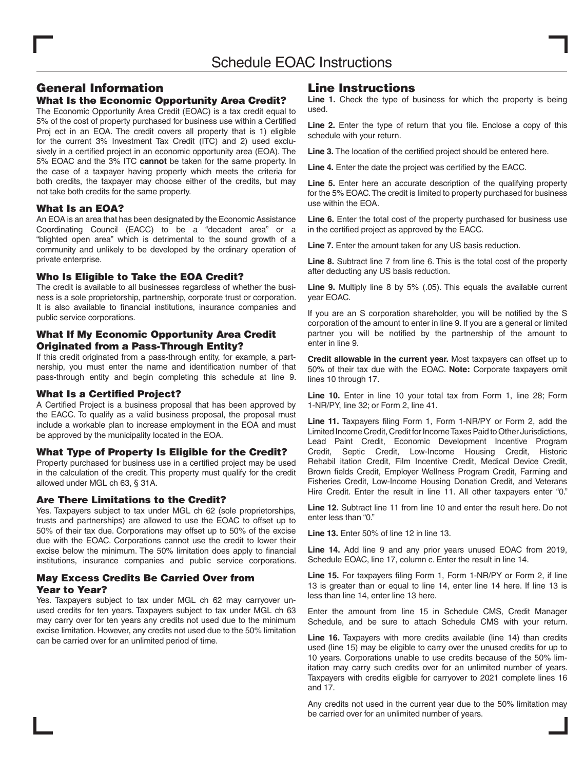# Schedule EOAC Instructions

## General Information

### What Is the Economic Opportunity Area Credit?

The Economic Opportunity Area Credit (EOAC) is a tax credit equal to 5% of the cost of property purchased for business use within a Certified Proj ect in an EOA. The credit covers all property that is 1) eligible for the current 3% Investment Tax Credit (ITC) and 2) used exclusively in a certified project in an economic opportunity area (EOA). The 5% EOAC and the 3% ITC **cannot** be taken for the same property. In the case of a taxpayer having property which meets the criteria for both credits, the taxpayer may choose either of the credits, but may not take both credits for the same property.

### What Is an EOA?

An EOA is an area that has been designated by the Economic Assistance Coordinating Council (EACC) to be a "decadent area" or a "blighted open area" which is detrimental to the sound growth of a community and unlikely to be developed by the ordinary operation of private enterprise.

### Who Is Eligible to Take the EOA Credit?

The credit is available to all businesses regardless of whether the business is a sole proprietorship, partnership, corporate trust or corporation. It is also available to financial institutions, insurance companies and public service corporations.

### What If My Economic Opportunity Area Credit Originated from a Pass-Through Entity?

If this credit originated from a pass-through entity, for example, a partnership, you must enter the name and identification number of that pass-through entity and begin completing this schedule at line 9.

### What Is a Certified Project?

A Certified Project is a business proposal that has been approved by the EACC. To qualify as a valid business proposal, the proposal must include a workable plan to increase employment in the EOA and must be approved by the municipality located in the EOA.

### What Type of Property Is Eligible for the Credit?

Property purchased for business use in a certified project may be used in the calculation of the credit. This property must qualify for the credit allowed under MGL ch 63, § 31A.

### Are There Limitations to the Credit?

Yes. Taxpayers subject to tax under MGL ch 62 (sole proprietorships, trusts and partnerships) are allowed to use the EOAC to offset up to 50% of their tax due. Corporations may offset up to 50% of the excise due with the EOAC. Corporations cannot use the credit to lower their excise below the minimum. The 50% limitation does apply to financial institutions, insurance companies and public service corporations.

### May Excess Credits Be Carried Over from Year to Year?

Yes. Taxpayers subject to tax under MGL ch 62 may carryover unused credits for ten years. Taxpayers subject to tax under MGL ch 63 may carry over for ten years any credits not used due to the minimum excise limitation. However, any credits not used due to the 50% limitation can be carried over for an unlimited period of time.

## Line Instructions

**Line 1.** Check the type of business for which the property is being used.

**Line 2.** Enter the type of return that you file. Enclose a copy of this schedule with your return.

**Line 3.** The location of the certified project should be entered here.

**Line 4.** Enter the date the project was certified by the EACC.

**Line 5.** Enter here an accurate description of the qualifying property for the 5% EOAC. The credit is limited to property purchased for business use within the EOA.

**Line 6.** Enter the total cost of the property purchased for business use in the certified project as approved by the EACC.

**Line 7.** Enter the amount taken for any US basis reduction.

**Line 8.** Subtract line 7 from line 6. This is the total cost of the property after deducting any US basis reduction.

**Line 9.** Multiply line 8 by 5% (.05). This equals the available current year EOAC.

If you are an S corporation shareholder, you will be notified by the S corporation of the amount to enter in line 9. If you are a general or limited partner you will be notified by the partnership of the amount to enter in line 9.

**Credit allowable in the current year.** Most taxpayers can offset up to 50% of their tax due with the EOAC. **Note:** Corporate taxpayers omit lines 10 through 17.

**Line 10.** Enter in line 10 your total tax from Form 1, line 28; Form 1-NR/PY, line 32; or Form 2, line 41.

**Line 11.** Taxpayers filing Form 1, Form 1-NR/PY or Form 2, add the Limited Income Credit, Credit for Income Taxes Paid to Other Jurisdictions, Lead Paint Credit, Economic Development Incentive Program Credit, Septic Credit, Low-Income Housing Credit, Historic Rehabil itation Credit, Film Incentive Credit, Medical Device Credit, Brown fields Credit, Employer Wellness Program Credit, Farming and Fisheries Credit, Low-Income Housing Donation Credit, and Veterans Hire Credit. Enter the result in line 11. All other taxpayers enter "0."

**Line 12.** Subtract line 11 from line 10 and enter the result here. Do not enter less than "0."

**Line 13.** Enter 50% of line 12 in line 13.

**Line 14.** Add line 9 and any prior years unused EOAC from 2019, Schedule EOAC, line 17, column c. Enter the result in line 14.

**Line 15.** For taxpayers filing Form 1, Form 1-NR/PY or Form 2, if line 13 is greater than or equal to line 14, enter line 14 here. If line 13 is less than line 14, enter line 13 here.

Enter the amount from line 15 in Schedule CMS, Credit Manager Schedule, and be sure to attach Schedule CMS with your return.

**Line 16.** Taxpayers with more credits available (line 14) than credits used (line 15) may be eligible to carry over the unused credits for up to 10 years. Corporations unable to use credits because of the 50% limitation may carry such credits over for an unlimited number of years. Taxpayers with credits eligible for carryover to 2021 complete lines 16 and 17.

Any credits not used in the current year due to the 50% limitation may be carried over for an unlimited number of years.